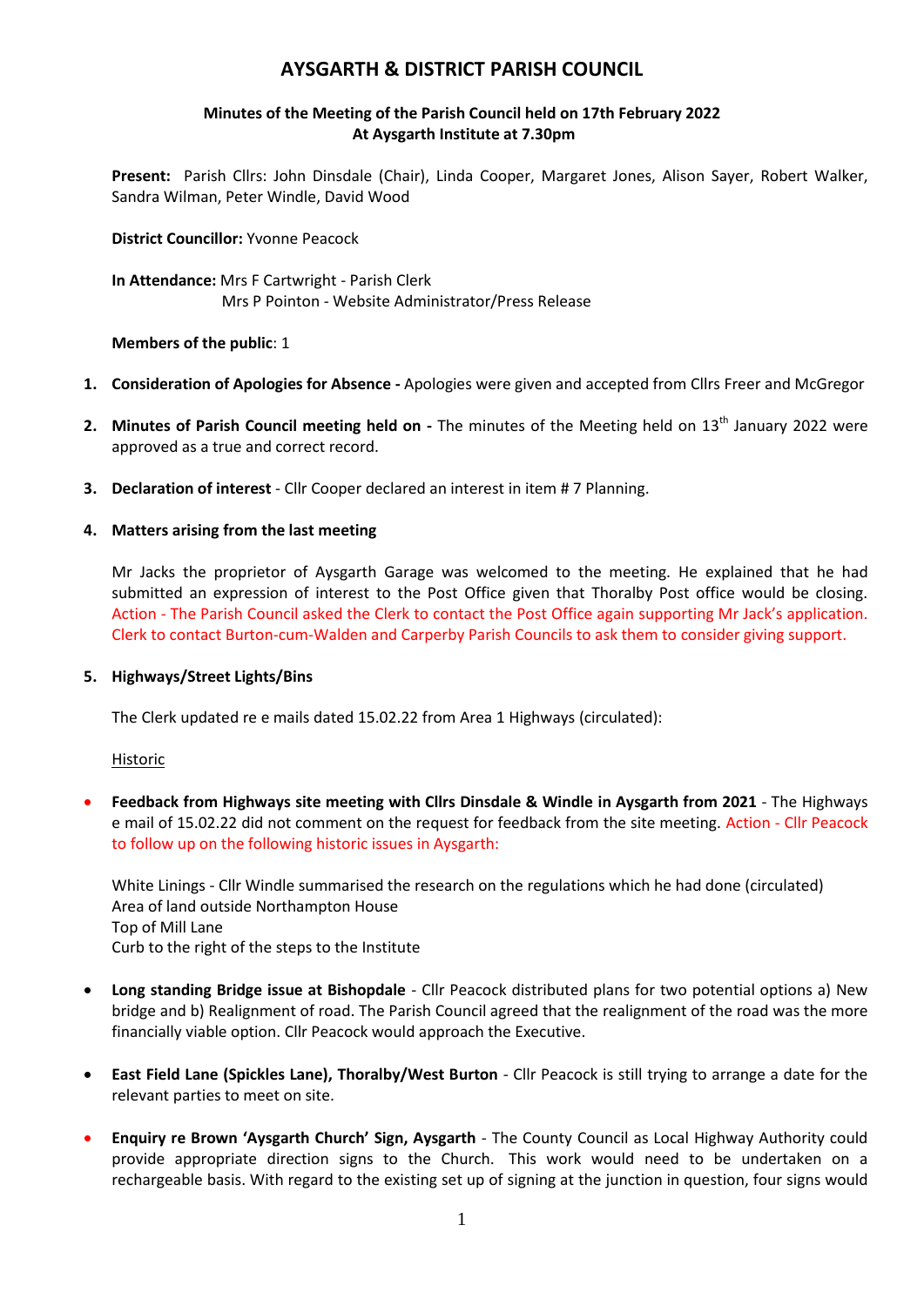# AYSGARTH & DISTRICT PARISH COUNCIL

**Minutes of the Meeting of the Parish Council held on 17th February 2022**
**At Aysgarth Institute at 7.30pm**

**Present:** Parish Cllrs: John Dinsdale (Chair), Linda Cooper, Margaret Jones, Alison Sayer, Robert Walker, Sandra Wilman, Peter Windle, David Wood

**District Councillor:** Yvonne Peacock

**In Attendance:** Mrs F Cartwright - Parish Clerk
Mrs P Pointon - Website Administrator/Press Release

**Members of the public**: 1

1. **Consideration of Apologies for Absence -** Apologies were given and accepted from Cllrs Freer and McGregor

2. **Minutes of Parish Council meeting held on -** The minutes of the Meeting held on 13th January 2022 were approved as a true and correct record.

3. **Declaration of interest** - Cllr Cooper declared an interest in item # 7 Planning.

4. **Matters arising from the last meeting**

   Mr Jacks the proprietor of Aysgarth Garage was welcomed to the meeting. He explained that he had submitted an expression of interest to the Post Office given that Thoralby Post office would be closing. Action - The Parish Council asked the Clerk to contact the Post Office again supporting Mr Jack's application. Clerk to contact Burton-cum-Walden and Carperby Parish Councils to ask them to consider giving support.

5. **Highways/Street Lights/Bins**

   The Clerk updated re e mails dated 15.02.22 from Area 1 Highways (circulated):

   Historic

- **Feedback from Highways site meeting with Cllrs Dinsdale & Windle in Aysgarth from 2021** - The Highways e mail of 15.02.22 did not comment on the request for feedback from the site meeting. Action - Cllr Peacock to follow up on the following historic issues in Aysgarth:

  White Linings - Cllr Windle summarised the research on the regulations which he had done (circulated)
  Area of land outside Northampton House
  Top of Mill Lane
  Curb to the right of the steps to the Institute

- **Long standing Bridge issue at Bishopdale** - Cllr Peacock distributed plans for two potential options a) New bridge and b) Realignment of road. The Parish Council agreed that the realignment of the road was the more financially viable option. Cllr Peacock would approach the Executive.

- **East Field Lane (Spickles Lane), Thoralby/West Burton** - Cllr Peacock is still trying to arrange a date for the relevant parties to meet on site.

- **Enquiry re Brown 'Aysgarth Church' Sign, Aysgarth** - The County Council as Local Highway Authority could provide appropriate direction signs to the Church. This work would need to be undertaken on a rechargeable basis. With regard to the existing set up of signing at the junction in question, four signs would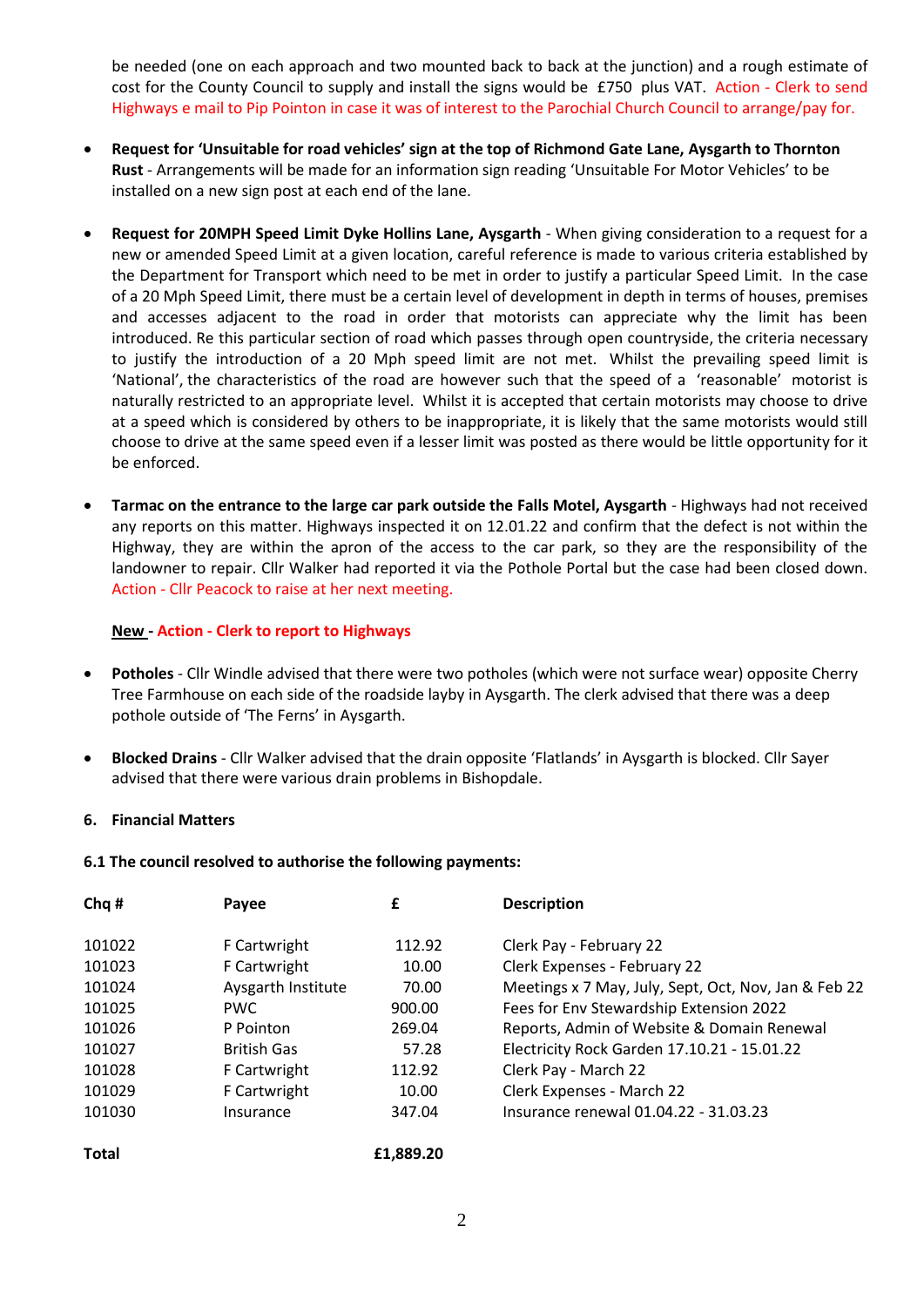be needed (one on each approach and two mounted back to back at the junction) and a rough estimate of cost for the County Council to supply and install the signs would be £750 plus VAT. Action - Clerk to send Highways e mail to Pip Pointon in case it was of interest to the Parochial Church Council to arrange/pay for.

- **Request for 'Unsuitable for road vehicles' sign at the top of Richmond Gate Lane, Aysgarth to Thornton Rust** - Arrangements will be made for an information sign reading 'Unsuitable For Motor Vehicles' to be installed on a new sign post at each end of the lane.

- **Request for 20MPH Speed Limit Dyke Hollins Lane, Aysgarth** - When giving consideration to a request for a new or amended Speed Limit at a given location, careful reference is made to various criteria established by the Department for Transport which need to be met in order to justify a particular Speed Limit. In the case of a 20 Mph Speed Limit, there must be a certain level of development in depth in terms of houses, premises and accesses adjacent to the road in order that motorists can appreciate why the limit has been introduced. Re this particular section of road which passes through open countryside, the criteria necessary to justify the introduction of a 20 Mph speed limit are not met. Whilst the prevailing speed limit is 'National', the characteristics of the road are however such that the speed of a 'reasonable' motorist is naturally restricted to an appropriate level. Whilst it is accepted that certain motorists may choose to drive at a speed which is considered by others to be inappropriate, it is likely that the same motorists would still choose to drive at the same speed even if a lesser limit was posted as there would be little opportunity for it be enforced.

- **Tarmac on the entrance to the large car park outside the Falls Motel, Aysgarth** - Highways had not received any reports on this matter. Highways inspected it on 12.01.22 and confirm that the defect is not within the Highway, they are within the apron of the access to the car park, so they are the responsibility of the landowner to repair. Cllr Walker had reported it via the Pothole Portal but the case had been closed down. Action - Cllr Peacock to raise at her next meeting.

  **New - Action - Clerk to report to Highways**

- **Potholes** - Cllr Windle advised that there were two potholes (which were not surface wear) opposite Cherry Tree Farmhouse on each side of the roadside layby in Aysgarth. The clerk advised that there was a deep pothole outside of 'The Ferns' in Aysgarth.

- **Blocked Drains** - Cllr Walker advised that the drain opposite 'Flatlands' in Aysgarth is blocked. Cllr Sayer advised that there were various drain problems in Bishopdale.

**6. Financial Matters**

**6.1 The council resolved to authorise the following payments:**

| Chq # | Payee | £ | Description |
|---|---|---|---|
| 101022 | F Cartwright | 112.92 | Clerk Pay - February 22 |
| 101023 | F Cartwright | 10.00 | Clerk Expenses - February 22 |
| 101024 | Aysgarth Institute | 70.00 | Meetings x 7 May, July, Sept, Oct, Nov, Jan & Feb 22 |
| 101025 | PWC | 900.00 | Fees for Env Stewardship Extension 2022 |
| 101026 | P Pointon | 269.04 | Reports, Admin of Website & Domain Renewal |
| 101027 | British Gas | 57.28 | Electricity Rock Garden 17.10.21 - 15.01.22 |
| 101028 | F Cartwright | 112.92 | Clerk Pay - March 22 |
| 101029 | F Cartwright | 10.00 | Clerk Expenses - March 22 |
| 101030 | Insurance | 347.04 | Insurance renewal 01.04.22 - 31.03.23 |
| **Total** | | **£1,889.20** | |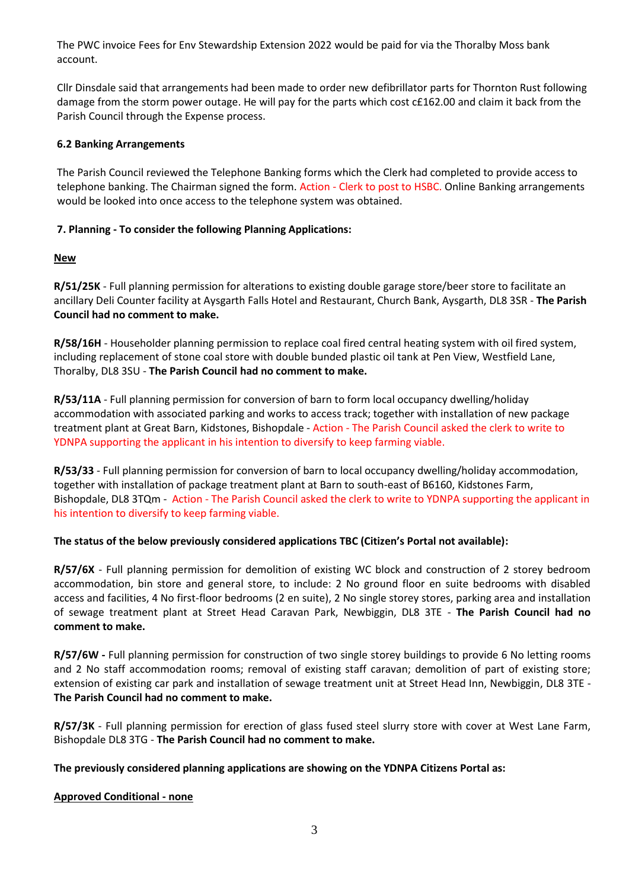The PWC invoice Fees for Env Stewardship Extension 2022 would be paid for via the Thoralby Moss bank account.

Cllr Dinsdale said that arrangements had been made to order new defibrillator parts for Thornton Rust following damage from the storm power outage. He will pay for the parts which cost c£162.00 and claim it back from the Parish Council through the Expense process.

**6.2 Banking Arrangements**

The Parish Council reviewed the Telephone Banking forms which the Clerk had completed to provide access to telephone banking. The Chairman signed the form. Action - Clerk to post to HSBC. Online Banking arrangements would be looked into once access to the telephone system was obtained.

**7. Planning - To consider the following Planning Applications:**

**New**

**R/51/25K** - Full planning permission for alterations to existing double garage store/beer store to facilitate an ancillary Deli Counter facility at Aysgarth Falls Hotel and Restaurant, Church Bank, Aysgarth, DL8 3SR - **The Parish Council had no comment to make.**

**R/58/16H** - Householder planning permission to replace coal fired central heating system with oil fired system, including replacement of stone coal store with double bunded plastic oil tank at Pen View, Westfield Lane, Thoralby, DL8 3SU - **The Parish Council had no comment to make.**

**R/53/11A** - Full planning permission for conversion of barn to form local occupancy dwelling/holiday accommodation with associated parking and works to access track; together with installation of new package treatment plant at Great Barn, Kidstones, Bishopdale - Action - The Parish Council asked the clerk to write to YDNPA supporting the applicant in his intention to diversify to keep farming viable.

**R/53/33** - Full planning permission for conversion of barn to local occupancy dwelling/holiday accommodation, together with installation of package treatment plant at Barn to south-east of B6160, Kidstones Farm, Bishopdale, DL8 3TQm - Action - The Parish Council asked the clerk to write to YDNPA supporting the applicant in his intention to diversify to keep farming viable.

**The status of the below previously considered applications TBC (Citizen's Portal not available):**

**R/57/6X** - Full planning permission for demolition of existing WC block and construction of 2 storey bedroom accommodation, bin store and general store, to include: 2 No ground floor en suite bedrooms with disabled access and facilities, 4 No first-floor bedrooms (2 en suite), 2 No single storey stores, parking area and installation of sewage treatment plant at Street Head Caravan Park, Newbiggin, DL8 3TE - **The Parish Council had no comment to make.**

**R/57/6W -** Full planning permission for construction of two single storey buildings to provide 6 No letting rooms and 2 No staff accommodation rooms; removal of existing staff caravan; demolition of part of existing store; extension of existing car park and installation of sewage treatment unit at Street Head Inn, Newbiggin, DL8 3TE - **The Parish Council had no comment to make.**

**R/57/3K** - Full planning permission for erection of glass fused steel slurry store with cover at West Lane Farm, Bishopdale DL8 3TG - **The Parish Council had no comment to make.**

**The previously considered planning applications are showing on the YDNPA Citizens Portal as:**

**Approved Conditional - none**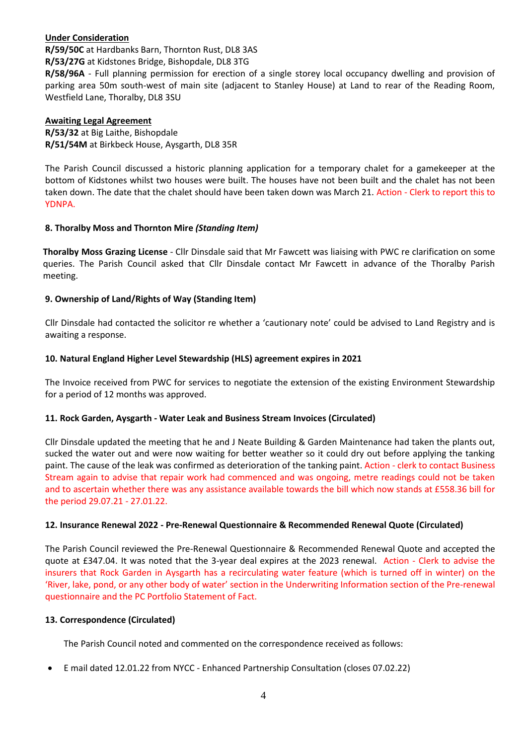**Under Consideration**

**R/59/50C** at Hardbanks Barn, Thornton Rust, DL8 3AS

**R/53/27G** at Kidstones Bridge, Bishopdale, DL8 3TG

**R/58/96A** - Full planning permission for erection of a single storey local occupancy dwelling and provision of parking area 50m south-west of main site (adjacent to Stanley House) at Land to rear of the Reading Room, Westfield Lane, Thoralby, DL8 3SU

**Awaiting Legal Agreement**

**R/53/32** at Big Laithe, Bishopdale

**R/51/54M** at Birkbeck House, Aysgarth, DL8 35R

The Parish Council discussed a historic planning application for a temporary chalet for a gamekeeper at the bottom of Kidstones whilst two houses were built. The houses have not been built and the chalet has not been taken down. The date that the chalet should have been taken down was March 21. Action - Clerk to report this to YDNPA.

### 8. Thoralby Moss and Thornton Mire *(Standing Item)*

**Thoralby Moss Grazing License** - Cllr Dinsdale said that Mr Fawcett was liaising with PWC re clarification on some queries. The Parish Council asked that Cllr Dinsdale contact Mr Fawcett in advance of the Thoralby Parish meeting.

### 9. Ownership of Land/Rights of Way (Standing Item)

Cllr Dinsdale had contacted the solicitor re whether a 'cautionary note' could be advised to Land Registry and is awaiting a response.

### 10. Natural England Higher Level Stewardship (HLS) agreement expires in 2021

The Invoice received from PWC for services to negotiate the extension of the existing Environment Stewardship for a period of 12 months was approved.

### 11. Rock Garden, Aysgarth - Water Leak and Business Stream Invoices (Circulated)

Cllr Dinsdale updated the meeting that he and J Neate Building & Garden Maintenance had taken the plants out, sucked the water out and were now waiting for better weather so it could dry out before applying the tanking paint. The cause of the leak was confirmed as deterioration of the tanking paint. Action - clerk to contact Business Stream again to advise that repair work had commenced and was ongoing, metre readings could not be taken and to ascertain whether there was any assistance available towards the bill which now stands at £558.36 bill for the period 29.07.21 - 27.01.22.

### 12. Insurance Renewal 2022 - Pre-Renewal Questionnaire & Recommended Renewal Quote (Circulated)

The Parish Council reviewed the Pre-Renewal Questionnaire & Recommended Renewal Quote and accepted the quote at £347.04. It was noted that the 3-year deal expires at the 2023 renewal. Action - Clerk to advise the insurers that Rock Garden in Aysgarth has a recirculating water feature (which is turned off in winter) on the 'River, lake, pond, or any other body of water' section in the Underwriting Information section of the Pre-renewal questionnaire and the PC Portfolio Statement of Fact.

### 13. Correspondence (Circulated)

The Parish Council noted and commented on the correspondence received as follows:

- E mail dated 12.01.22 from NYCC - Enhanced Partnership Consultation (closes 07.02.22)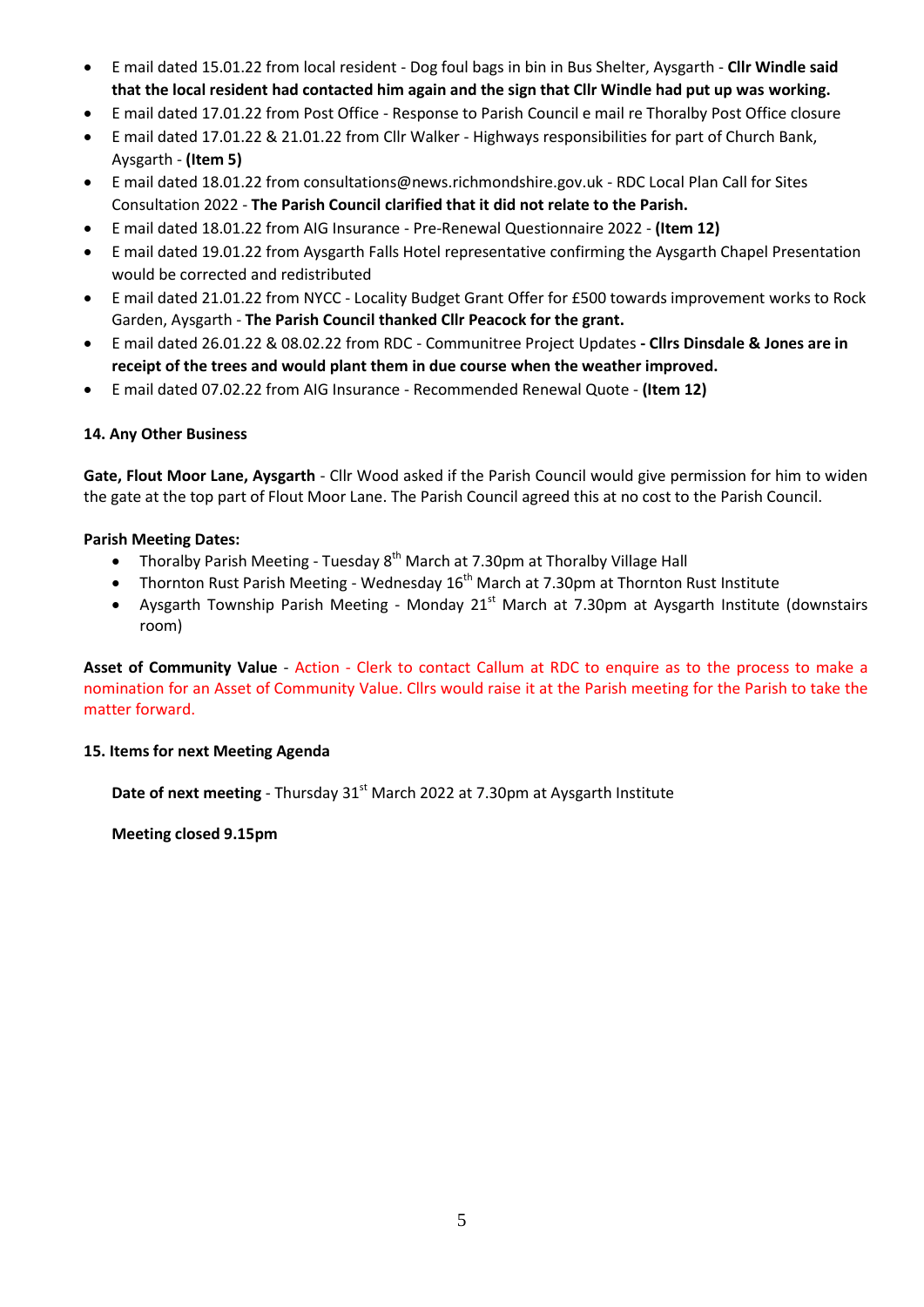- E mail dated 15.01.22 from local resident - Dog foul bags in bin in Bus Shelter, Aysgarth - **Cllr Windle said that the local resident had contacted him again and the sign that Cllr Windle had put up was working.**
- E mail dated 17.01.22 from Post Office - Response to Parish Council e mail re Thoralby Post Office closure
- E mail dated 17.01.22 & 21.01.22 from Cllr Walker - Highways responsibilities for part of Church Bank, Aysgarth - **(Item 5)**
- E mail dated 18.01.22 from consultations@news.richmondshire.gov.uk - RDC Local Plan Call for Sites Consultation 2022 - **The Parish Council clarified that it did not relate to the Parish.**
- E mail dated 18.01.22 from AIG Insurance - Pre-Renewal Questionnaire 2022 - **(Item 12)**
- E mail dated 19.01.22 from Aysgarth Falls Hotel representative confirming the Aysgarth Chapel Presentation would be corrected and redistributed
- E mail dated 21.01.22 from NYCC - Locality Budget Grant Offer for £500 towards improvement works to Rock Garden, Aysgarth - **The Parish Council thanked Cllr Peacock for the grant.**
- E mail dated 26.01.22 & 08.02.22 from RDC - Communitree Project Updates **- Cllrs Dinsdale & Jones are in receipt of the trees and would plant them in due course when the weather improved.**
- E mail dated 07.02.22 from AIG Insurance - Recommended Renewal Quote - **(Item 12)**

**14. Any Other Business**

**Gate, Flout Moor Lane, Aysgarth** - Cllr Wood asked if the Parish Council would give permission for him to widen the gate at the top part of Flout Moor Lane. The Parish Council agreed this at no cost to the Parish Council.

**Parish Meeting Dates:**

- Thoralby Parish Meeting - Tuesday 8th March at 7.30pm at Thoralby Village Hall
- Thornton Rust Parish Meeting - Wednesday 16th March at 7.30pm at Thornton Rust Institute
- Aysgarth Township Parish Meeting - Monday 21st March at 7.30pm at Aysgarth Institute (downstairs room)

**Asset of Community Value** - Action - Clerk to contact Callum at RDC to enquire as to the process to make a nomination for an Asset of Community Value. Cllrs would raise it at the Parish meeting for the Parish to take the matter forward.

**15. Items for next Meeting Agenda**

**Date of next meeting** - Thursday 31st March 2022 at 7.30pm at Aysgarth Institute

**Meeting closed 9.15pm**